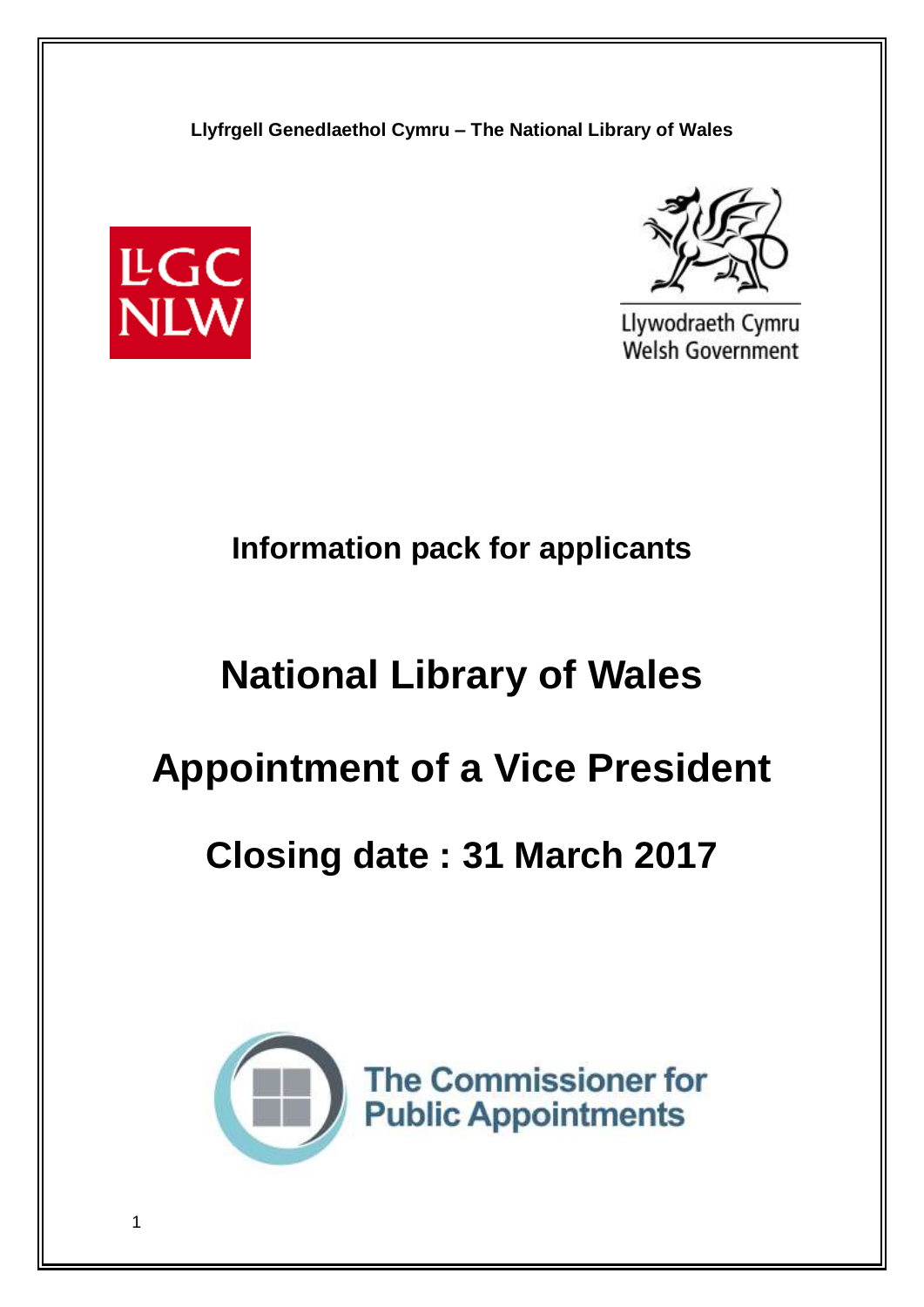**Llyfrgell Genedlaethol Cymru – The National Library of Wales**

LLGC NLW

Llywodraeth Cymru
Welsh Government

## Information pack for applicants

# National Library of Wales

# Appointment of a Vice President

# Closing date : 31 March 2017

The Commissioner for Public Appointments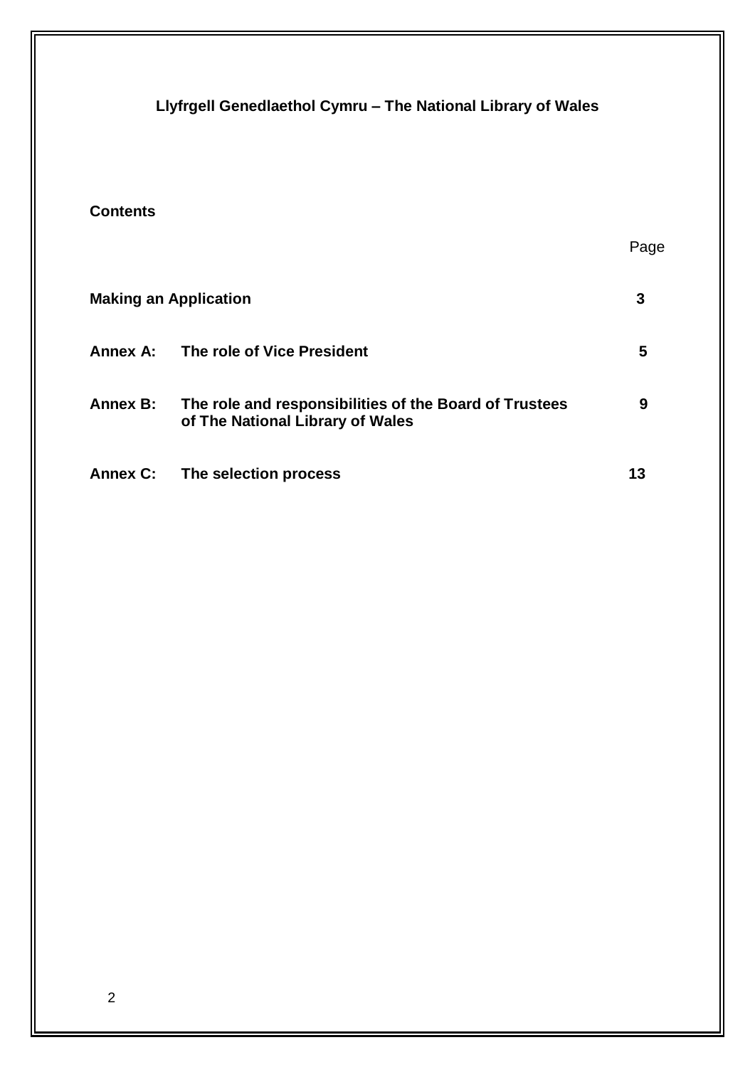**Llyfrgell Genedlaethol Cymru – The National Library of Wales**

**Contents**

| | | Page |
|---|---|---|
| **Making an Application** | | **3** |
| **Annex A:** | **The role of Vice President** | **5** |
| **Annex B:** | **The role and responsibilities of the Board of Trustees of The National Library of Wales** | **9** |
| **Annex C:** | **The selection process** | **13** |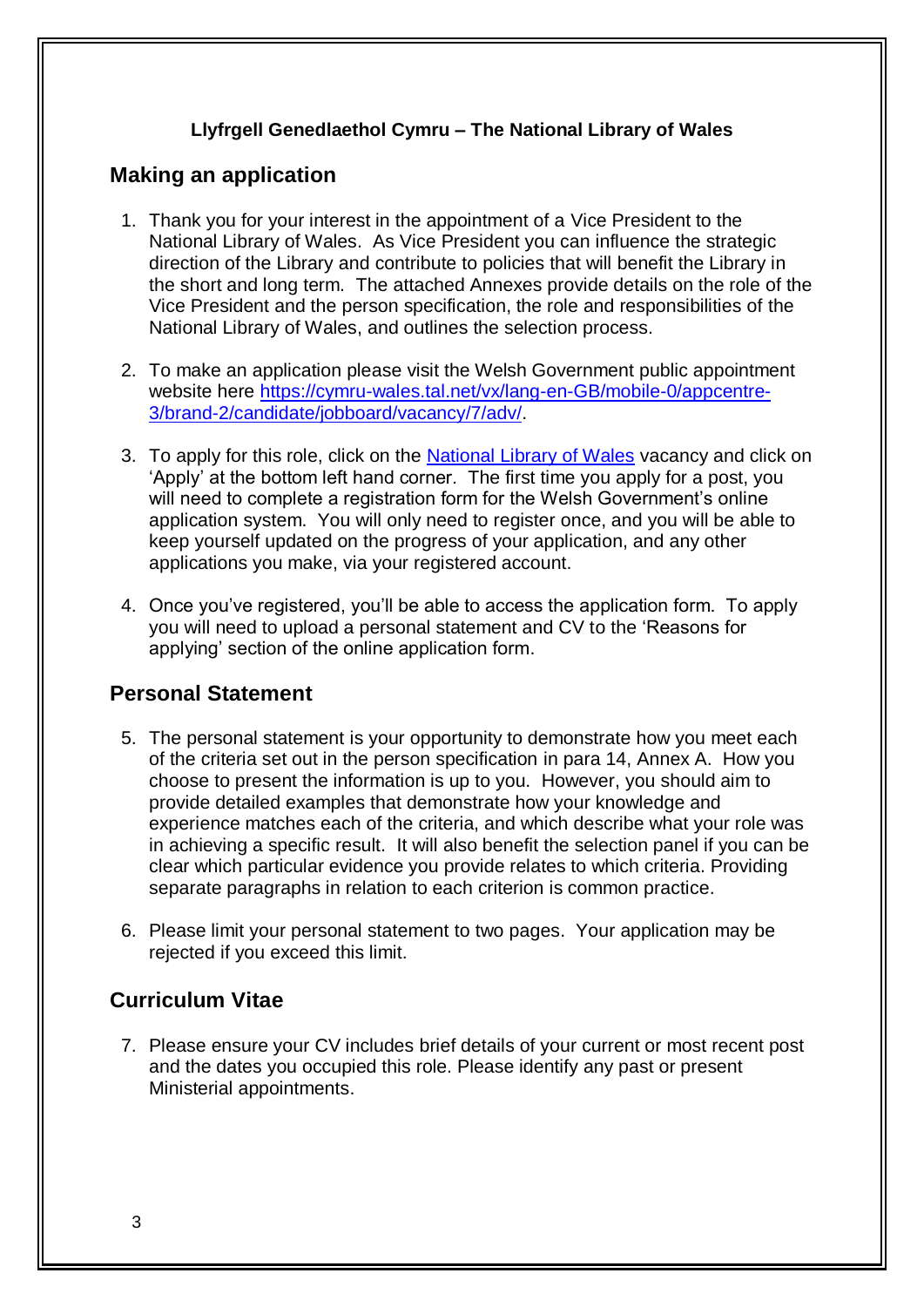**Llyfrgell Genedlaethol Cymru – The National Library of Wales**

## Making an application

1. Thank you for your interest in the appointment of a Vice President to the National Library of Wales. As Vice President you can influence the strategic direction of the Library and contribute to policies that will benefit the Library in the short and long term. The attached Annexes provide details on the role of the Vice President and the person specification, the role and responsibilities of the National Library of Wales, and outlines the selection process.

2. To make an application please visit the Welsh Government public appointment website here [https://cymru-wales.tal.net/vx/lang-en-GB/mobile-0/appcentre-3/brand-2/candidate/jobboard/vacancy/7/adv/](https://cymru-wales.tal.net/vx/lang-en-GB/mobile-0/appcentre-3/brand-2/candidate/jobboard/vacancy/7/adv/).

3. To apply for this role, click on the National Library of Wales vacancy and click on 'Apply' at the bottom left hand corner. The first time you apply for a post, you will need to complete a registration form for the Welsh Government's online application system. You will only need to register once, and you will be able to keep yourself updated on the progress of your application, and any other applications you make, via your registered account.

4. Once you've registered, you'll be able to access the application form. To apply you will need to upload a personal statement and CV to the 'Reasons for applying' section of the online application form.

## Personal Statement

5. The personal statement is your opportunity to demonstrate how you meet each of the criteria set out in the person specification in para 14, Annex A. How you choose to present the information is up to you. However, you should aim to provide detailed examples that demonstrate how your knowledge and experience matches each of the criteria, and which describe what your role was in achieving a specific result. It will also benefit the selection panel if you can be clear which particular evidence you provide relates to which criteria. Providing separate paragraphs in relation to each criterion is common practice.

6. Please limit your personal statement to two pages. Your application may be rejected if you exceed this limit.

## Curriculum Vitae

7. Please ensure your CV includes brief details of your current or most recent post and the dates you occupied this role. Please identify any past or present Ministerial appointments.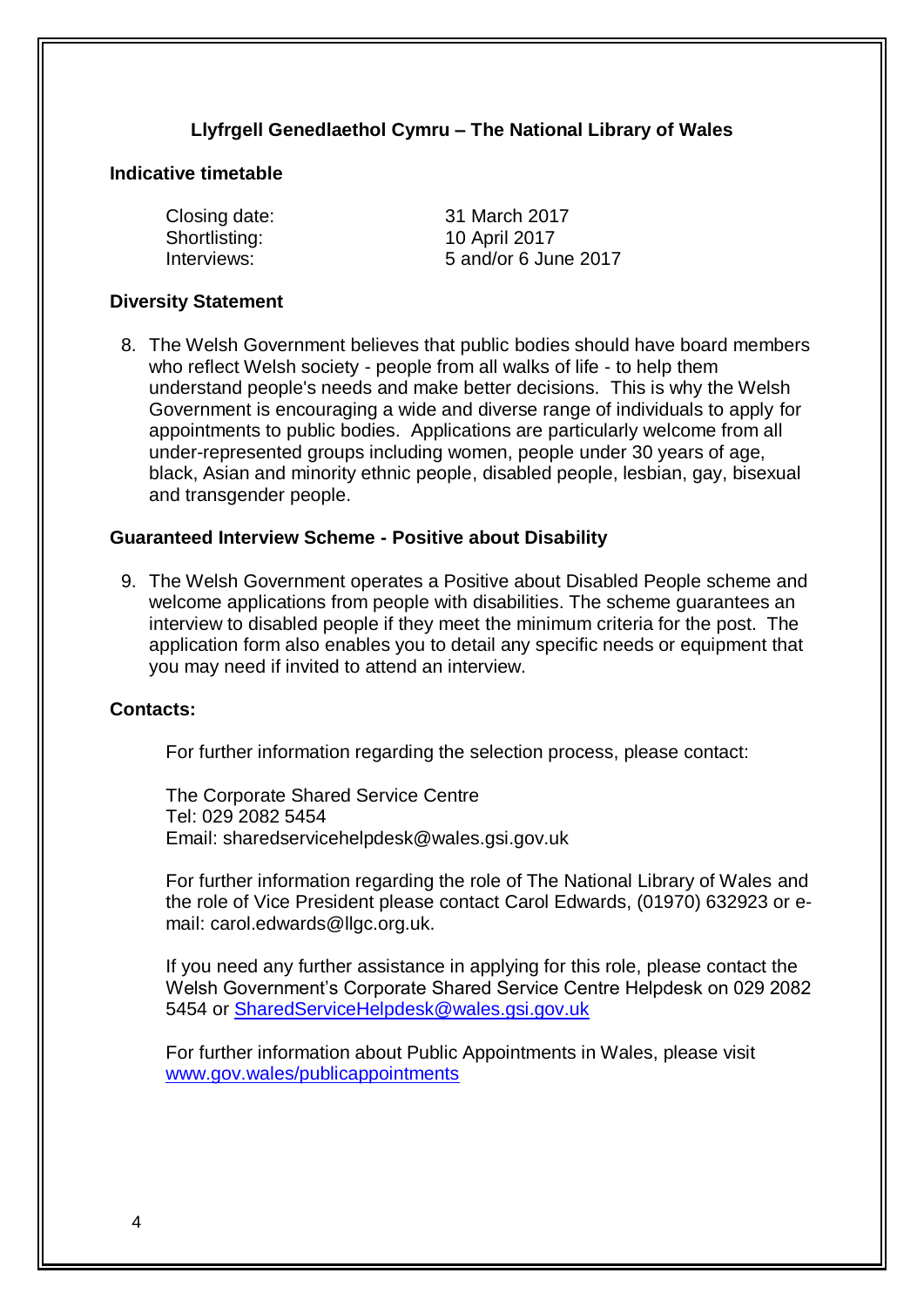**Llyfrgell Genedlaethol Cymru – The National Library of Wales**

**Indicative timetable**

| | |
|---|---|
| Closing date: | 31 March 2017 |
| Shortlisting: | 10 April 2017 |
| Interviews: | 5 and/or 6 June 2017 |

**Diversity Statement**

8. The Welsh Government believes that public bodies should have board members who reflect Welsh society - people from all walks of life - to help them understand people's needs and make better decisions. This is why the Welsh Government is encouraging a wide and diverse range of individuals to apply for appointments to public bodies. Applications are particularly welcome from all under-represented groups including women, people under 30 years of age, black, Asian and minority ethnic people, disabled people, lesbian, gay, bisexual and transgender people.

**Guaranteed Interview Scheme - Positive about Disability**

9. The Welsh Government operates a Positive about Disabled People scheme and welcome applications from people with disabilities. The scheme guarantees an interview to disabled people if they meet the minimum criteria for the post. The application form also enables you to detail any specific needs or equipment that you may need if invited to attend an interview.

**Contacts:**

For further information regarding the selection process, please contact:

The Corporate Shared Service Centre
Tel: 029 2082 5454
Email: sharedservicehelpdesk@wales.gsi.gov.uk

For further information regarding the role of The National Library of Wales and the role of Vice President please contact Carol Edwards, (01970) 632923 or e-mail: carol.edwards@llgc.org.uk.

If you need any further assistance in applying for this role, please contact the Welsh Government's Corporate Shared Service Centre Helpdesk on 029 2082 5454 or SharedServiceHelpdesk@wales.gsi.gov.uk

For further information about Public Appointments in Wales, please visit www.gov.wales/publicappointments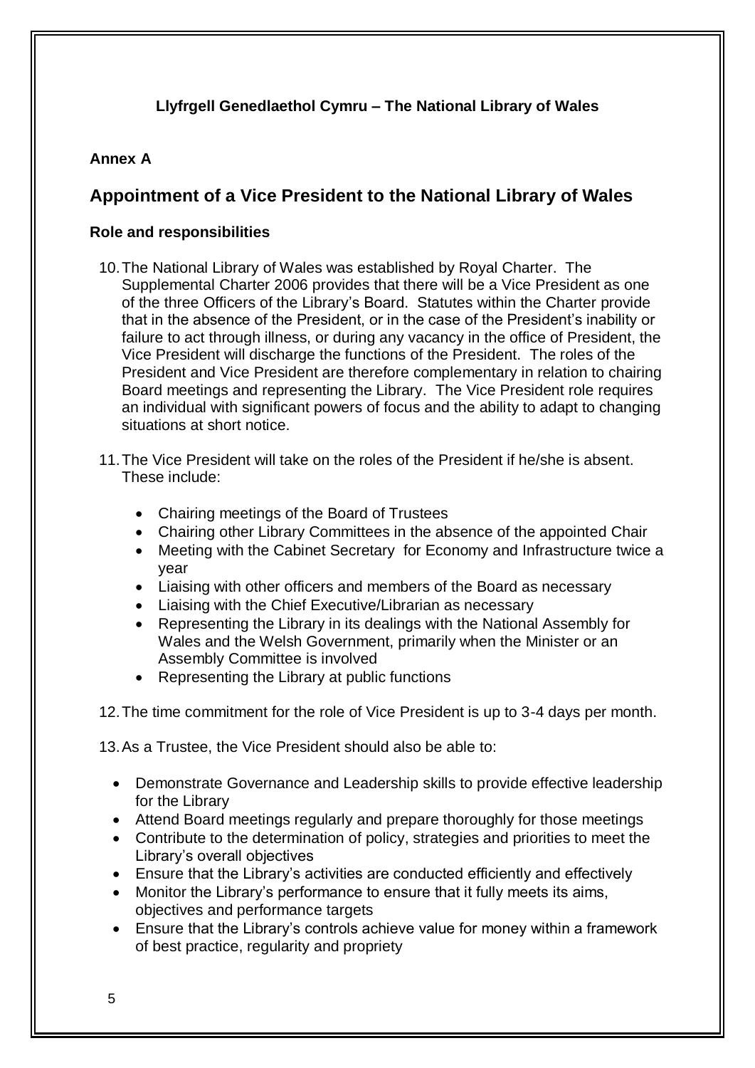**Llyfrgell Genedlaethol Cymru – The National Library of Wales**

**Annex A**

## Appointment of a Vice President to the National Library of Wales

### Role and responsibilities

10. The National Library of Wales was established by Royal Charter. The Supplemental Charter 2006 provides that there will be a Vice President as one of the three Officers of the Library's Board. Statutes within the Charter provide that in the absence of the President, or in the case of the President's inability or failure to act through illness, or during any vacancy in the office of President, the Vice President will discharge the functions of the President. The roles of the President and Vice President are therefore complementary in relation to chairing Board meetings and representing the Library. The Vice President role requires an individual with significant powers of focus and the ability to adapt to changing situations at short notice.

11. The Vice President will take on the roles of the President if he/she is absent. These include:

    - Chairing meetings of the Board of Trustees
    - Chairing other Library Committees in the absence of the appointed Chair
    - Meeting with the Cabinet Secretary for Economy and Infrastructure twice a year
    - Liaising with other officers and members of the Board as necessary
    - Liaising with the Chief Executive/Librarian as necessary
    - Representing the Library in its dealings with the National Assembly for Wales and the Welsh Government, primarily when the Minister or an Assembly Committee is involved
    - Representing the Library at public functions

12. The time commitment for the role of Vice President is up to 3-4 days per month.

13. As a Trustee, the Vice President should also be able to:

    - Demonstrate Governance and Leadership skills to provide effective leadership for the Library
    - Attend Board meetings regularly and prepare thoroughly for those meetings
    - Contribute to the determination of policy, strategies and priorities to meet the Library's overall objectives
    - Ensure that the Library's activities are conducted efficiently and effectively
    - Monitor the Library's performance to ensure that it fully meets its aims, objectives and performance targets
    - Ensure that the Library's controls achieve value for money within a framework of best practice, regularity and propriety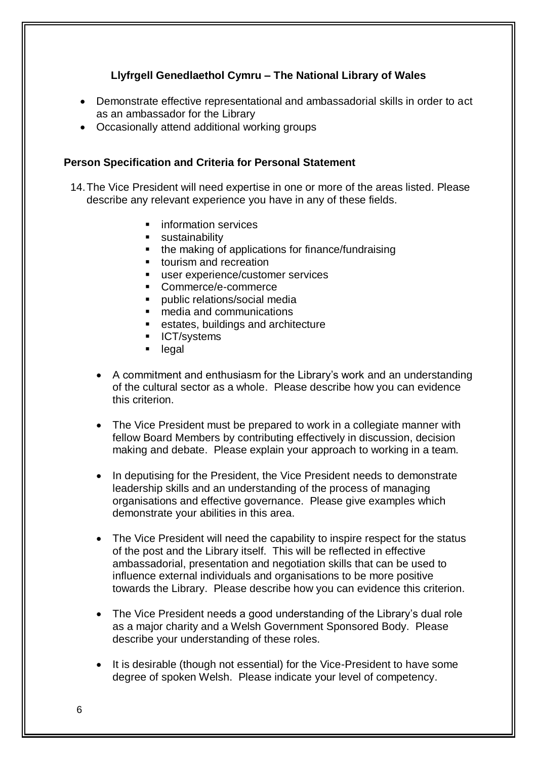**Llyfrgell Genedlaethol Cymru – The National Library of Wales**

- Demonstrate effective representational and ambassadorial skills in order to act as an ambassador for the Library
- Occasionally attend additional working groups

**Person Specification and Criteria for Personal Statement**

14. The Vice President will need expertise in one or more of the areas listed. Please describe any relevant experience you have in any of these fields.

    - information services
    - sustainability
    - the making of applications for finance/fundraising
    - tourism and recreation
    - user experience/customer services
    - Commerce/e-commerce
    - public relations/social media
    - media and communications
    - estates, buildings and architecture
    - ICT/systems
    - legal

- A commitment and enthusiasm for the Library's work and an understanding of the cultural sector as a whole. Please describe how you can evidence this criterion.

- The Vice President must be prepared to work in a collegiate manner with fellow Board Members by contributing effectively in discussion, decision making and debate. Please explain your approach to working in a team.

- In deputising for the President, the Vice President needs to demonstrate leadership skills and an understanding of the process of managing organisations and effective governance. Please give examples which demonstrate your abilities in this area.

- The Vice President will need the capability to inspire respect for the status of the post and the Library itself. This will be reflected in effective ambassadorial, presentation and negotiation skills that can be used to influence external individuals and organisations to be more positive towards the Library. Please describe how you can evidence this criterion.

- The Vice President needs a good understanding of the Library's dual role as a major charity and a Welsh Government Sponsored Body. Please describe your understanding of these roles.

- It is desirable (though not essential) for the Vice-President to have some degree of spoken Welsh. Please indicate your level of competency.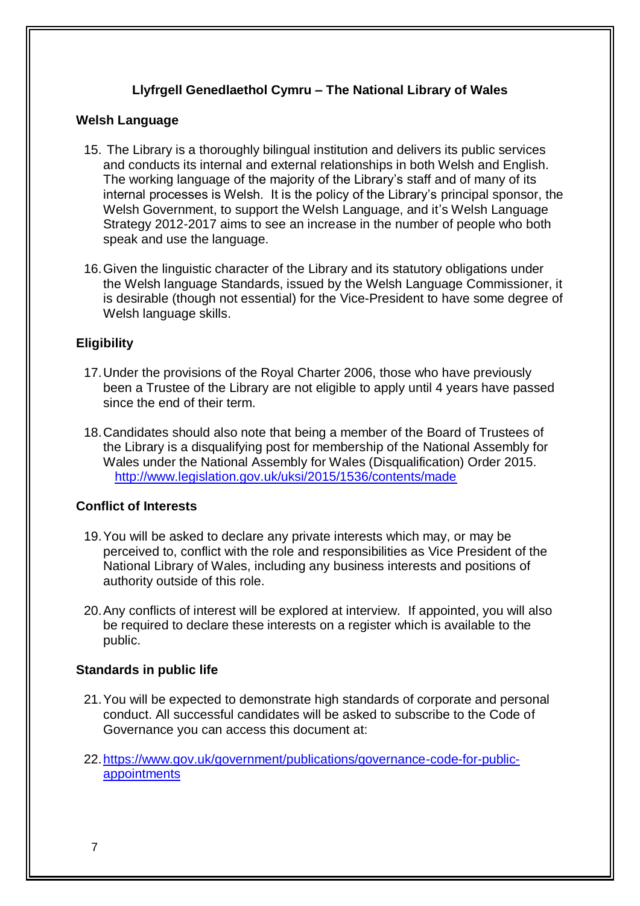**Llyfrgell Genedlaethol Cymru – The National Library of Wales**

**Welsh Language**

15. The Library is a thoroughly bilingual institution and delivers its public services and conducts its internal and external relationships in both Welsh and English. The working language of the majority of the Library's staff and of many of its internal processes is Welsh. It is the policy of the Library's principal sponsor, the Welsh Government, to support the Welsh Language, and it's Welsh Language Strategy 2012-2017 aims to see an increase in the number of people who both speak and use the language.

16. Given the linguistic character of the Library and its statutory obligations under the Welsh language Standards, issued by the Welsh Language Commissioner, it is desirable (though not essential) for the Vice-President to have some degree of Welsh language skills.

**Eligibility**

17. Under the provisions of the Royal Charter 2006, those who have previously been a Trustee of the Library are not eligible to apply until 4 years have passed since the end of their term.

18. Candidates should also note that being a member of the Board of Trustees of the Library is a disqualifying post for membership of the National Assembly for Wales under the National Assembly for Wales (Disqualification) Order 2015. http://www.legislation.gov.uk/uksi/2015/1536/contents/made

**Conflict of Interests**

19. You will be asked to declare any private interests which may, or may be perceived to, conflict with the role and responsibilities as Vice President of the National Library of Wales, including any business interests and positions of authority outside of this role.

20. Any conflicts of interest will be explored at interview. If appointed, you will also be required to declare these interests on a register which is available to the public.

**Standards in public life**

21. You will be expected to demonstrate high standards of corporate and personal conduct. All successful candidates will be asked to subscribe to the Code of Governance you can access this document at:

22. https://www.gov.uk/government/publications/governance-code-for-public-appointments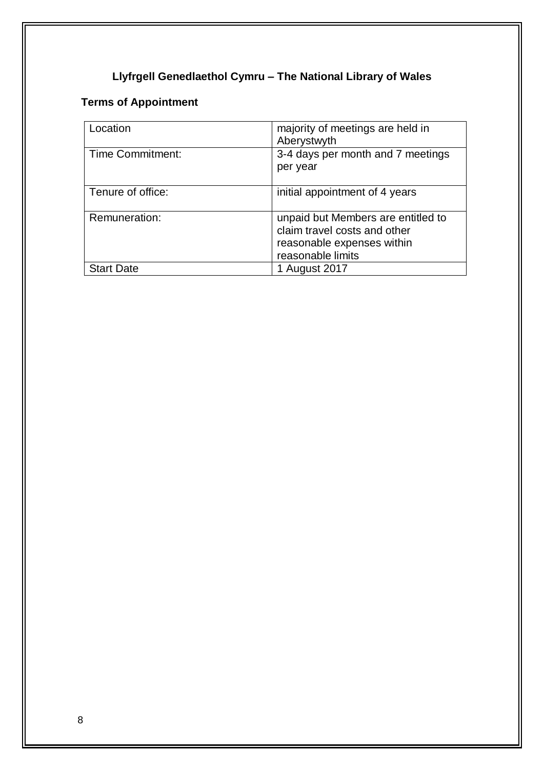## Llyfrgell Genedlaethol Cymru – The National Library of Wales

### Terms of Appointment

| Location | majority of meetings are held in Aberystwyth |
| --- | --- |
| Time Commitment: | 3-4 days per month and 7 meetings per year |
| Tenure of office: | initial appointment of 4 years |
| Remuneration: | unpaid but Members are entitled to claim travel costs and other reasonable expenses within reasonable limits |
| Start Date | 1 August 2017 |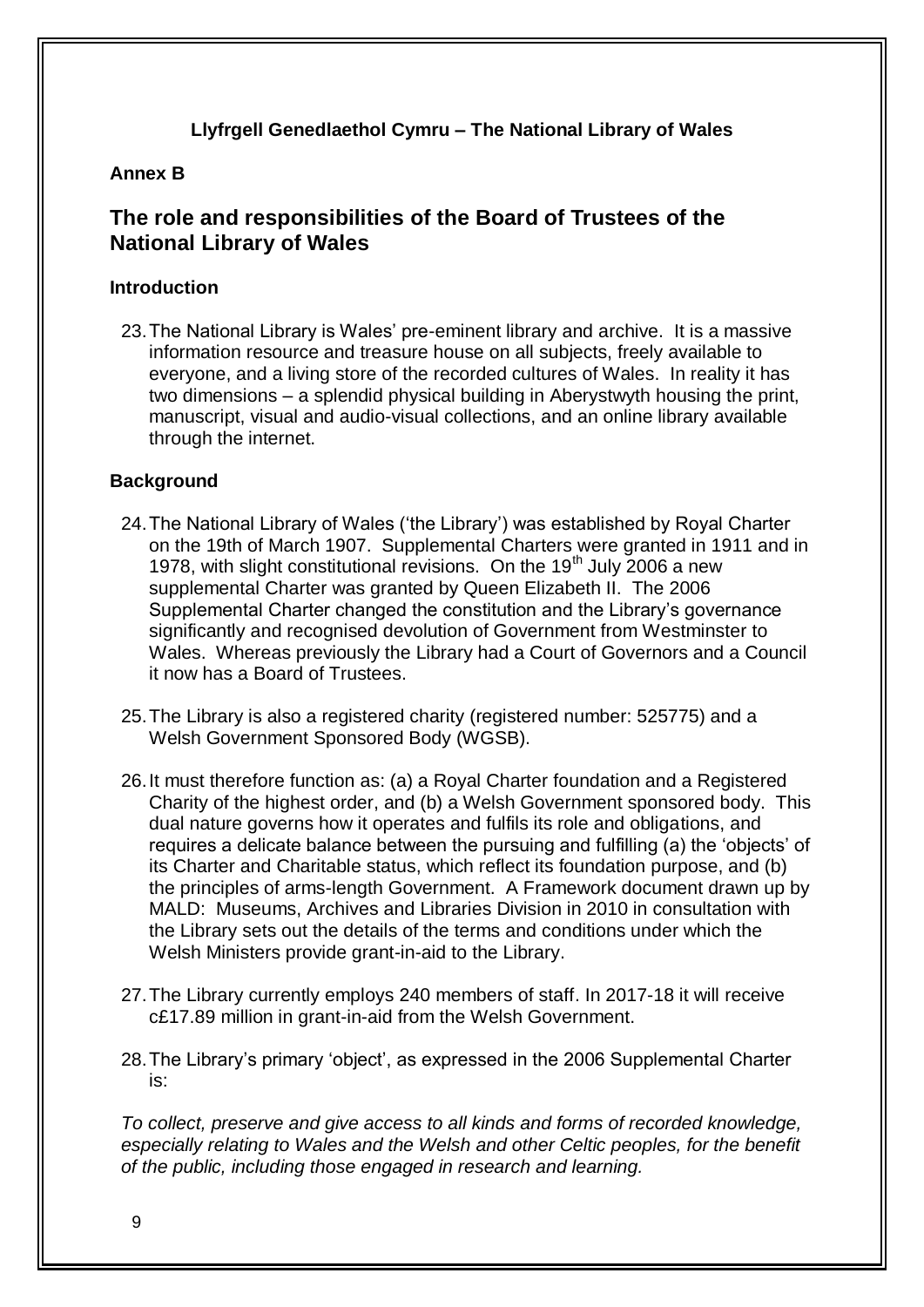**Llyfrgell Genedlaethol Cymru – The National Library of Wales**

**Annex B**

## The role and responsibilities of the Board of Trustees of the National Library of Wales

### Introduction

23. The National Library is Wales' pre-eminent library and archive. It is a massive information resource and treasure house on all subjects, freely available to everyone, and a living store of the recorded cultures of Wales. In reality it has two dimensions – a splendid physical building in Aberystwyth housing the print, manuscript, visual and audio-visual collections, and an online library available through the internet.

### Background

24. The National Library of Wales ('the Library') was established by Royal Charter on the 19th of March 1907. Supplemental Charters were granted in 1911 and in 1978, with slight constitutional revisions. On the 19th July 2006 a new supplemental Charter was granted by Queen Elizabeth II. The 2006 Supplemental Charter changed the constitution and the Library's governance significantly and recognised devolution of Government from Westminster to Wales. Whereas previously the Library had a Court of Governors and a Council it now has a Board of Trustees.

25. The Library is also a registered charity (registered number: 525775) and a Welsh Government Sponsored Body (WGSB).

26. It must therefore function as: (a) a Royal Charter foundation and a Registered Charity of the highest order, and (b) a Welsh Government sponsored body. This dual nature governs how it operates and fulfils its role and obligations, and requires a delicate balance between the pursuing and fulfilling (a) the 'objects' of its Charter and Charitable status, which reflect its foundation purpose, and (b) the principles of arms-length Government. A Framework document drawn up by MALD: Museums, Archives and Libraries Division in 2010 in consultation with the Library sets out the details of the terms and conditions under which the Welsh Ministers provide grant-in-aid to the Library.

27. The Library currently employs 240 members of staff. In 2017-18 it will receive c£17.89 million in grant-in-aid from the Welsh Government.

28. The Library's primary 'object', as expressed in the 2006 Supplemental Charter is:

*To collect, preserve and give access to all kinds and forms of recorded knowledge, especially relating to Wales and the Welsh and other Celtic peoples, for the benefit of the public, including those engaged in research and learning.*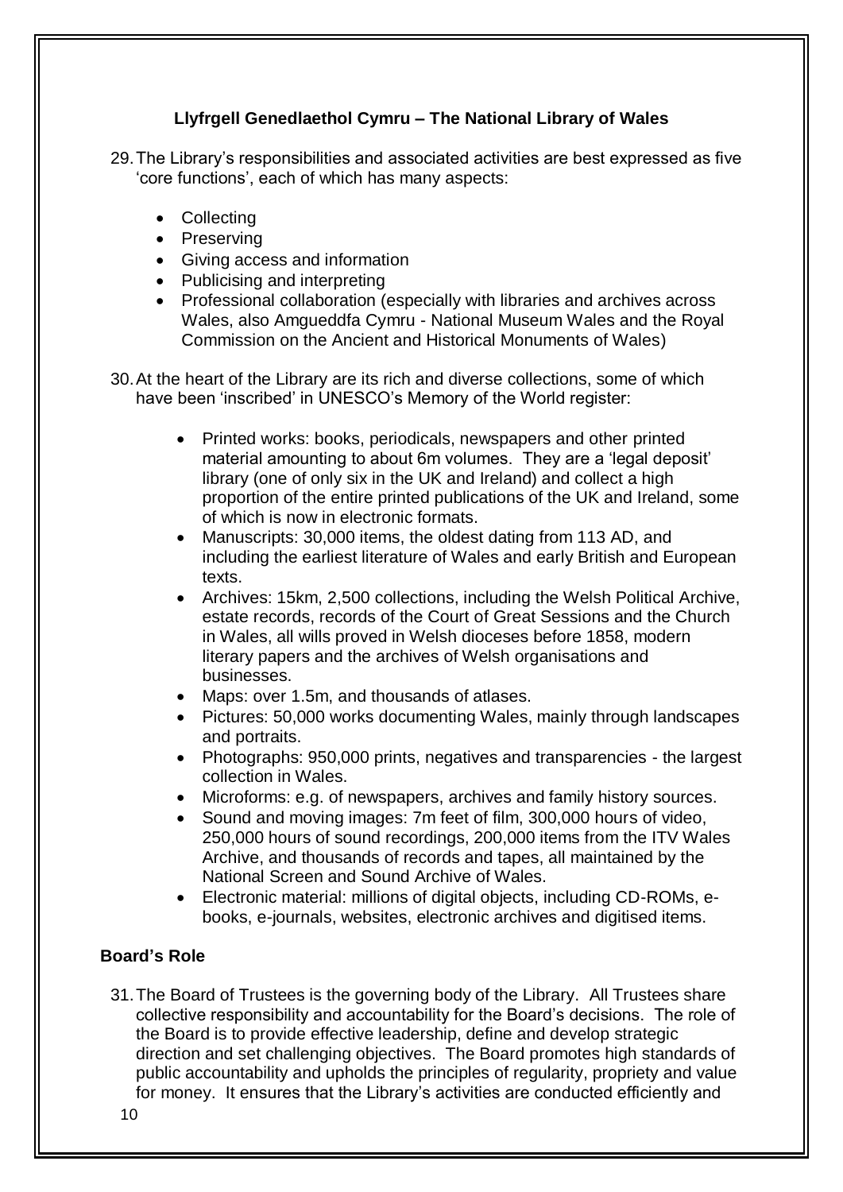## Llyfrgell Genedlaethol Cymru – The National Library of Wales

29. The Library's responsibilities and associated activities are best expressed as five 'core functions', each of which has many aspects:

   - Collecting
   - Preserving
   - Giving access and information
   - Publicising and interpreting
   - Professional collaboration (especially with libraries and archives across Wales, also Amgueddfa Cymru - National Museum Wales and the Royal Commission on the Ancient and Historical Monuments of Wales)

30. At the heart of the Library are its rich and diverse collections, some of which have been 'inscribed' in UNESCO's Memory of the World register:

   - Printed works: books, periodicals, newspapers and other printed material amounting to about 6m volumes. They are a 'legal deposit' library (one of only six in the UK and Ireland) and collect a high proportion of the entire printed publications of the UK and Ireland, some of which is now in electronic formats.
   - Manuscripts: 30,000 items, the oldest dating from 113 AD, and including the earliest literature of Wales and early British and European texts.
   - Archives: 15km, 2,500 collections, including the Welsh Political Archive, estate records, records of the Court of Great Sessions and the Church in Wales, all wills proved in Welsh dioceses before 1858, modern literary papers and the archives of Welsh organisations and businesses.
   - Maps: over 1.5m, and thousands of atlases.
   - Pictures: 50,000 works documenting Wales, mainly through landscapes and portraits.
   - Photographs: 950,000 prints, negatives and transparencies - the largest collection in Wales.
   - Microforms: e.g. of newspapers, archives and family history sources.
   - Sound and moving images: 7m feet of film, 300,000 hours of video, 250,000 hours of sound recordings, 200,000 items from the ITV Wales Archive, and thousands of records and tapes, all maintained by the National Screen and Sound Archive of Wales.
   - Electronic material: millions of digital objects, including CD-ROMs, e-books, e-journals, websites, electronic archives and digitised items.

### Board's Role

31. The Board of Trustees is the governing body of the Library. All Trustees share collective responsibility and accountability for the Board's decisions. The role of the Board is to provide effective leadership, define and develop strategic direction and set challenging objectives. The Board promotes high standards of public accountability and upholds the principles of regularity, propriety and value for money. It ensures that the Library's activities are conducted efficiently and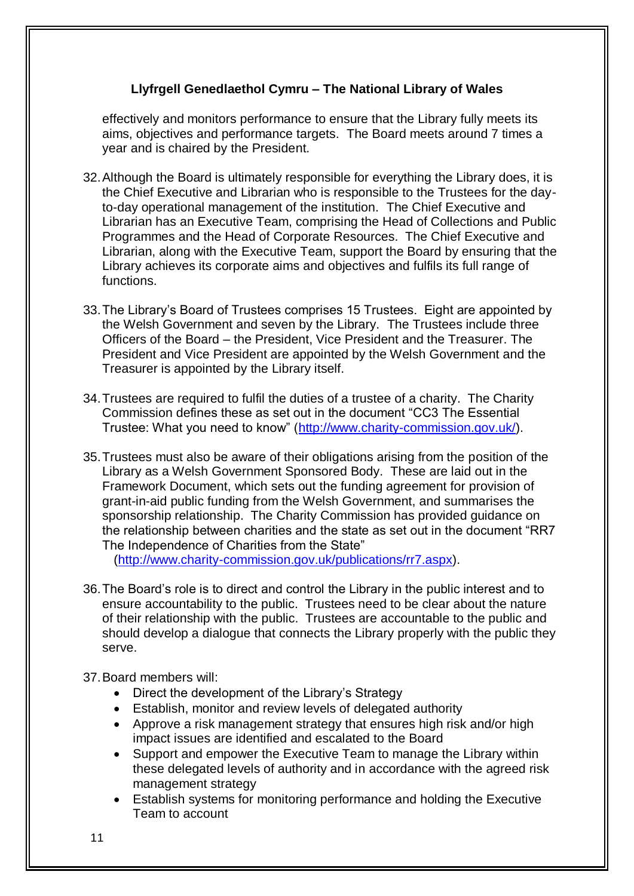effectively and monitors performance to ensure that the Library fully meets its aims, objectives and performance targets. The Board meets around 7 times a year and is chaired by the President.

32. Although the Board is ultimately responsible for everything the Library does, it is the Chief Executive and Librarian who is responsible to the Trustees for the day-to-day operational management of the institution. The Chief Executive and Librarian has an Executive Team, comprising the Head of Collections and Public Programmes and the Head of Corporate Resources. The Chief Executive and Librarian, along with the Executive Team, support the Board by ensuring that the Library achieves its corporate aims and objectives and fulfils its full range of functions.

33. The Library's Board of Trustees comprises 15 Trustees. Eight are appointed by the Welsh Government and seven by the Library. The Trustees include three Officers of the Board – the President, Vice President and the Treasurer. The President and Vice President are appointed by the Welsh Government and the Treasurer is appointed by the Library itself.

34. Trustees are required to fulfil the duties of a trustee of a charity. The Charity Commission defines these as set out in the document "CC3 The Essential Trustee: What you need to know" (http://www.charity-commission.gov.uk/).

35. Trustees must also be aware of their obligations arising from the position of the Library as a Welsh Government Sponsored Body. These are laid out in the Framework Document, which sets out the funding agreement for provision of grant-in-aid public funding from the Welsh Government, and summarises the sponsorship relationship. The Charity Commission has provided guidance on the relationship between charities and the state as set out in the document "RR7 The Independence of Charities from the State" (http://www.charity-commission.gov.uk/publications/rr7.aspx).

36. The Board's role is to direct and control the Library in the public interest and to ensure accountability to the public. Trustees need to be clear about the nature of their relationship with the public. Trustees are accountable to the public and should develop a dialogue that connects the Library properly with the public they serve.

37. Board members will:
    - Direct the development of the Library's Strategy
    - Establish, monitor and review levels of delegated authority
    - Approve a risk management strategy that ensures high risk and/or high impact issues are identified and escalated to the Board
    - Support and empower the Executive Team to manage the Library within these delegated levels of authority and in accordance with the agreed risk management strategy
    - Establish systems for monitoring performance and holding the Executive Team to account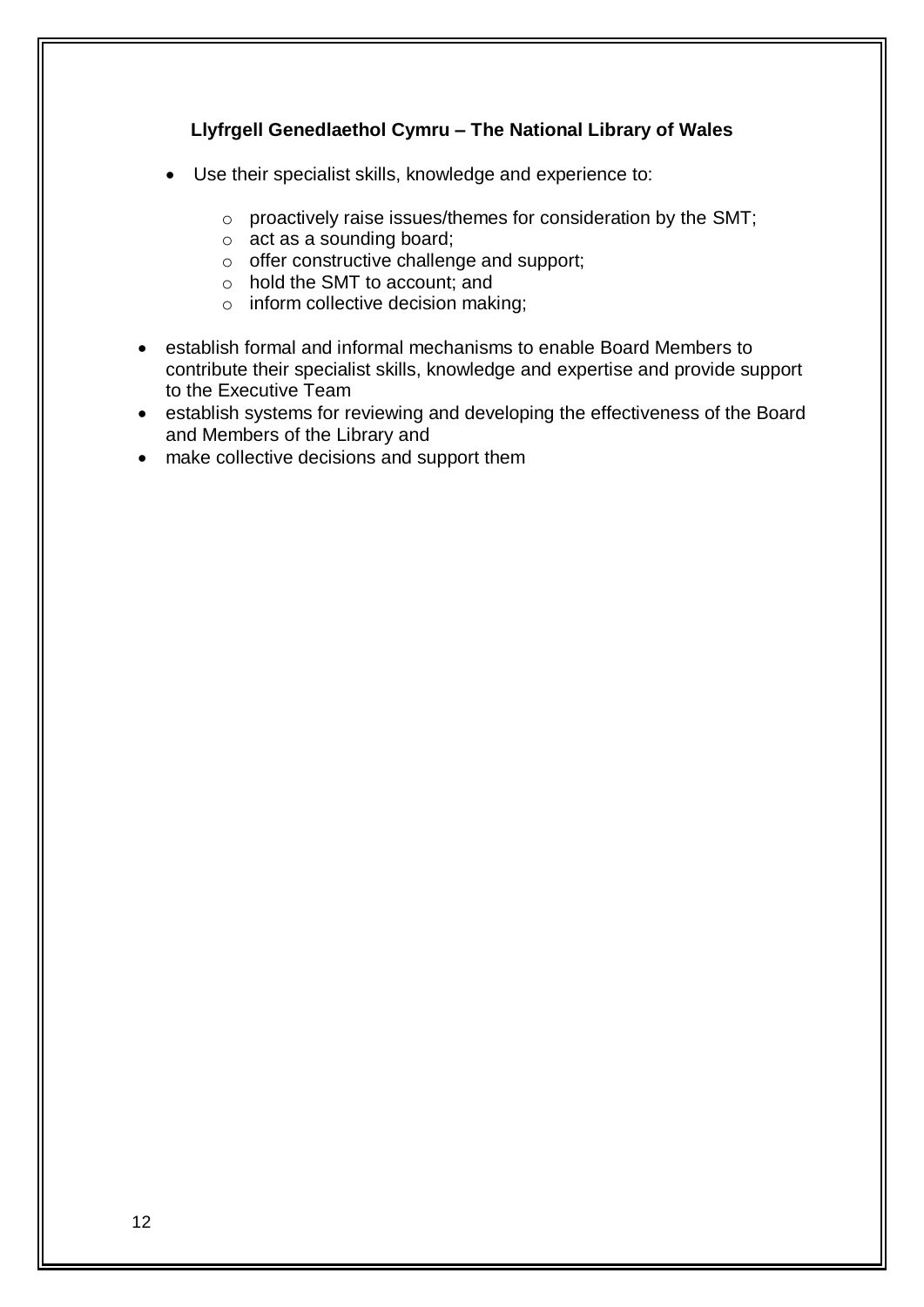**Llyfrgell Genedlaethol Cymru – The National Library of Wales**

- Use their specialist skills, knowledge and experience to:
  - proactively raise issues/themes for consideration by the SMT;
  - act as a sounding board;
  - offer constructive challenge and support;
  - hold the SMT to account; and
  - inform collective decision making;
- establish formal and informal mechanisms to enable Board Members to contribute their specialist skills, knowledge and expertise and provide support to the Executive Team
- establish systems for reviewing and developing the effectiveness of the Board and Members of the Library and
- make collective decisions and support them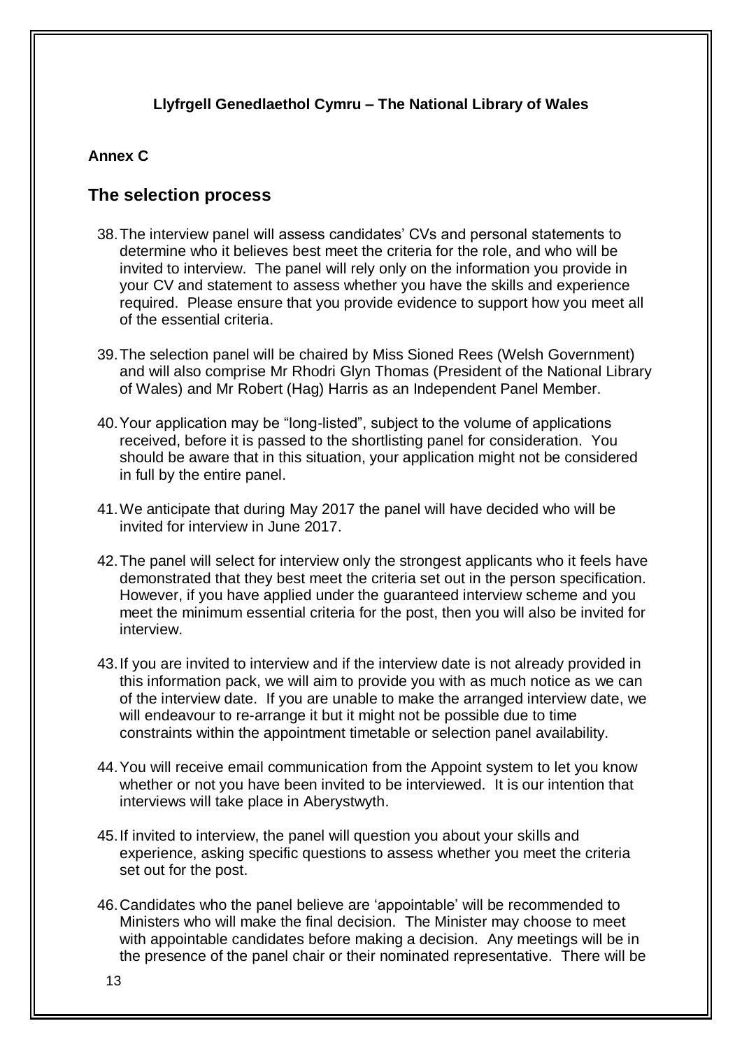**Llyfrgell Genedlaethol Cymru – The National Library of Wales**

**Annex C**

## The selection process

38. The interview panel will assess candidates' CVs and personal statements to determine who it believes best meet the criteria for the role, and who will be invited to interview. The panel will rely only on the information you provide in your CV and statement to assess whether you have the skills and experience required. Please ensure that you provide evidence to support how you meet all of the essential criteria.

39. The selection panel will be chaired by Miss Sioned Rees (Welsh Government) and will also comprise Mr Rhodri Glyn Thomas (President of the National Library of Wales) and Mr Robert (Hag) Harris as an Independent Panel Member.

40. Your application may be "long-listed", subject to the volume of applications received, before it is passed to the shortlisting panel for consideration. You should be aware that in this situation, your application might not be considered in full by the entire panel.

41. We anticipate that during May 2017 the panel will have decided who will be invited for interview in June 2017.

42. The panel will select for interview only the strongest applicants who it feels have demonstrated that they best meet the criteria set out in the person specification. However, if you have applied under the guaranteed interview scheme and you meet the minimum essential criteria for the post, then you will also be invited for interview.

43. If you are invited to interview and if the interview date is not already provided in this information pack, we will aim to provide you with as much notice as we can of the interview date. If you are unable to make the arranged interview date, we will endeavour to re-arrange it but it might not be possible due to time constraints within the appointment timetable or selection panel availability.

44. You will receive email communication from the Appoint system to let you know whether or not you have been invited to be interviewed. It is our intention that interviews will take place in Aberystwyth.

45. If invited to interview, the panel will question you about your skills and experience, asking specific questions to assess whether you meet the criteria set out for the post.

46. Candidates who the panel believe are 'appointable' will be recommended to Ministers who will make the final decision. The Minister may choose to meet with appointable candidates before making a decision. Any meetings will be in the presence of the panel chair or their nominated representative. There will be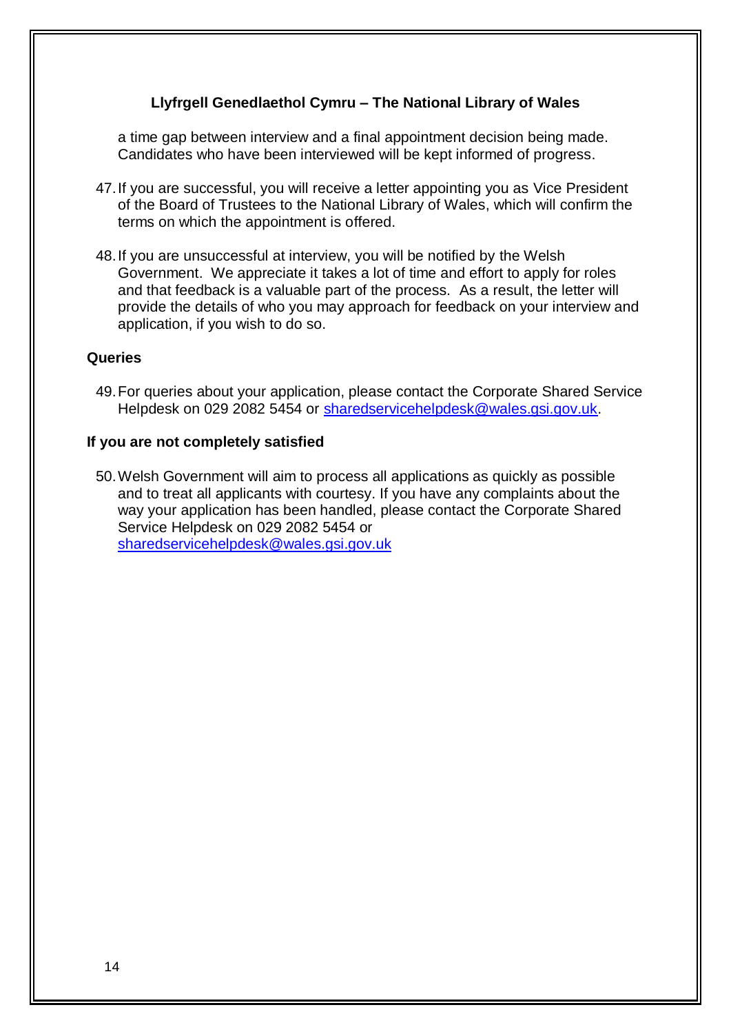a time gap between interview and a final appointment decision being made. Candidates who have been interviewed will be kept informed of progress.

47. If you are successful, you will receive a letter appointing you as Vice President of the Board of Trustees to the National Library of Wales, which will confirm the terms on which the appointment is offered.

48. If you are unsuccessful at interview, you will be notified by the Welsh Government. We appreciate it takes a lot of time and effort to apply for roles and that feedback is a valuable part of the process. As a result, the letter will provide the details of who you may approach for feedback on your interview and application, if you wish to do so.

**Queries**

49. For queries about your application, please contact the Corporate Shared Service Helpdesk on 029 2082 5454 or sharedservicehelpdesk@wales.gsi.gov.uk.

**If you are not completely satisfied**

50. Welsh Government will aim to process all applications as quickly as possible and to treat all applicants with courtesy. If you have any complaints about the way your application has been handled, please contact the Corporate Shared Service Helpdesk on 029 2082 5454 or sharedservicehelpdesk@wales.gsi.gov.uk